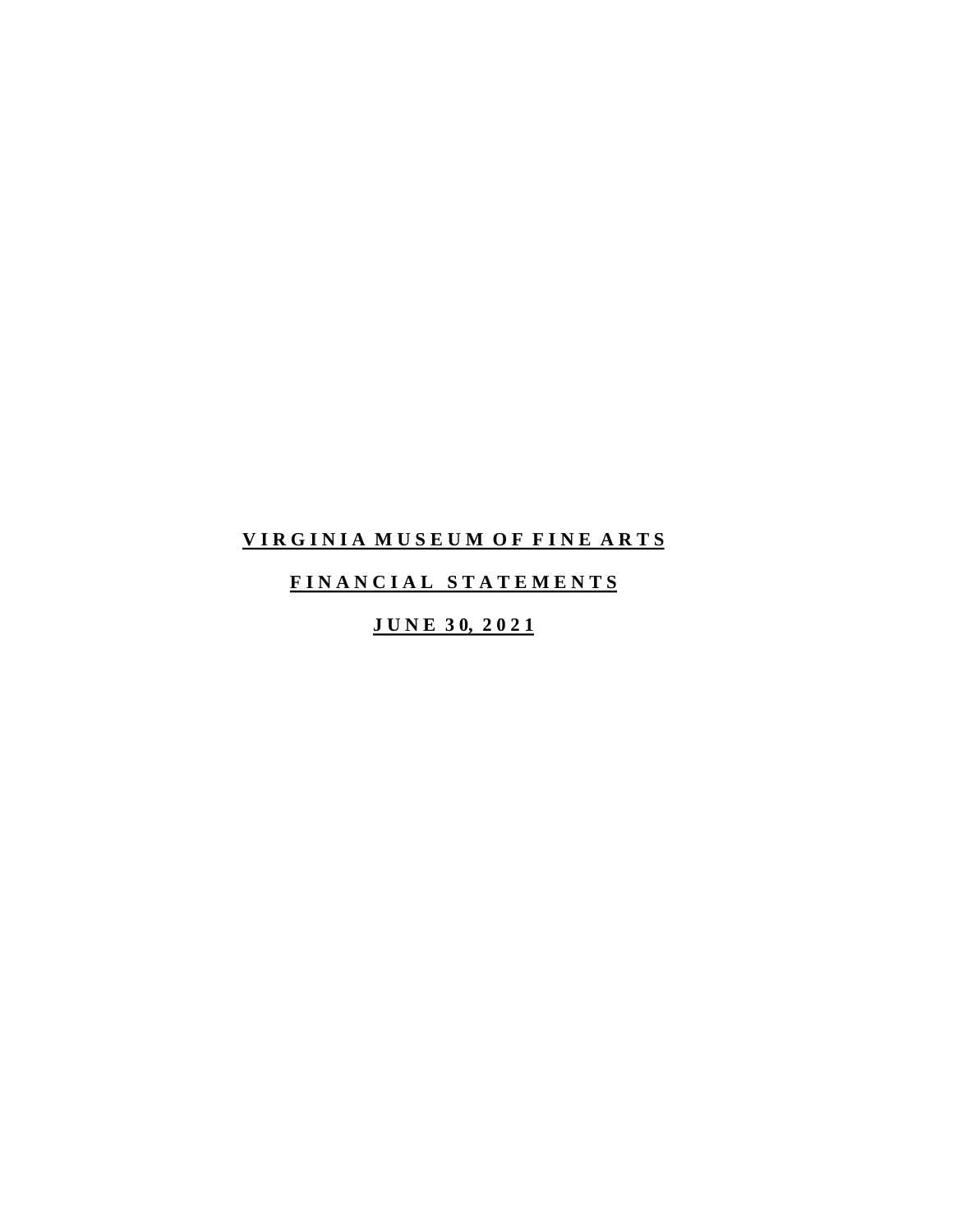# VIRGINIA MUSEUM OF FINE ARTS

## FINANCIAL STATEMENTS

## JUNE 30, 2021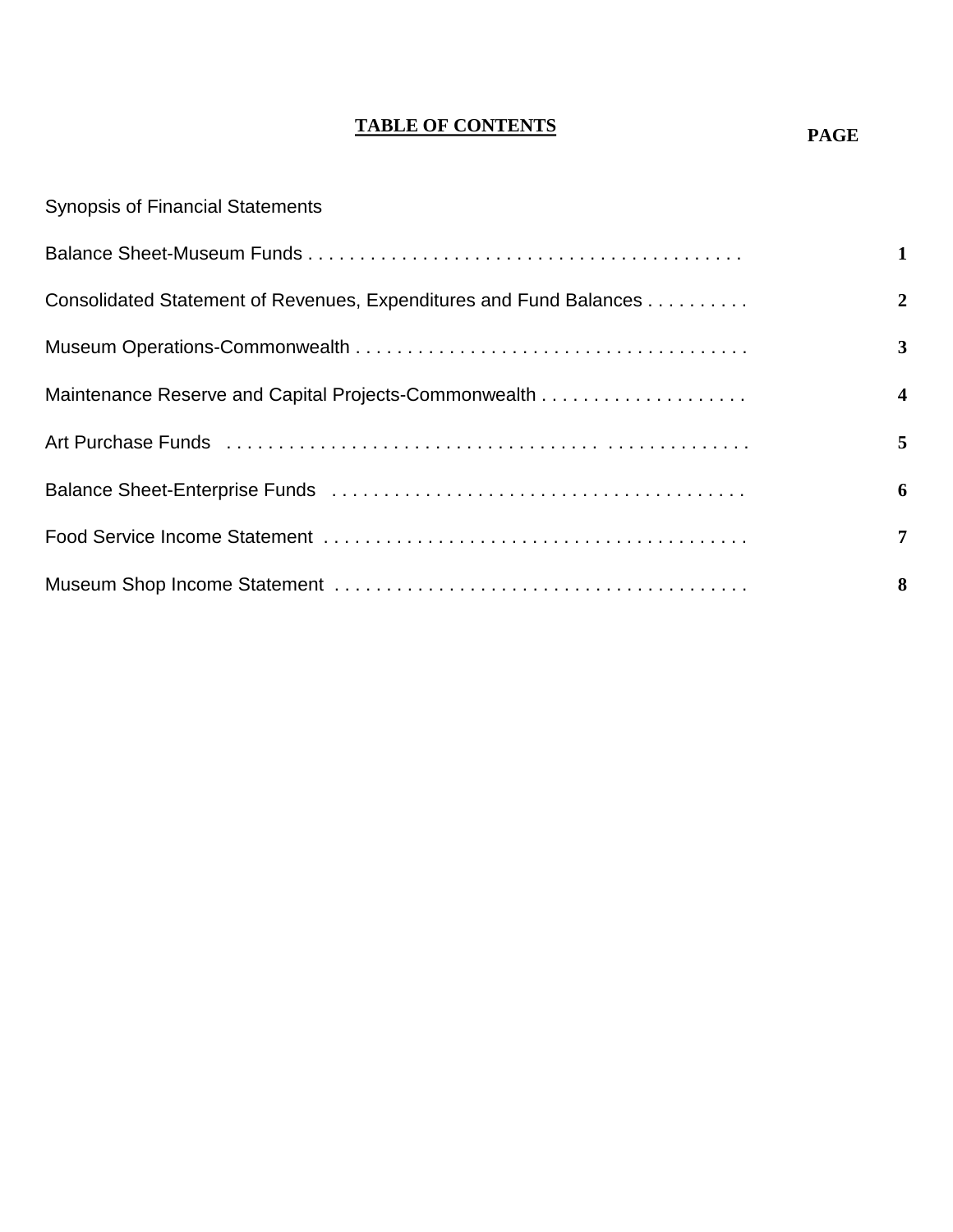# TABLE OF CONTENTS

| | PAGE |
|---|---|
| Synopsis of Financial Statements | |
| Balance Sheet-Museum Funds | 1 |
| Consolidated Statement of Revenues, Expenditures and Fund Balances | 2 |
| Museum Operations-Commonwealth | 3 |
| Maintenance Reserve and Capital Projects-Commonwealth | 4 |
| Art Purchase Funds | 5 |
| Balance Sheet-Enterprise Funds | 6 |
| Food Service Income Statement | 7 |
| Museum Shop Income Statement | 8 |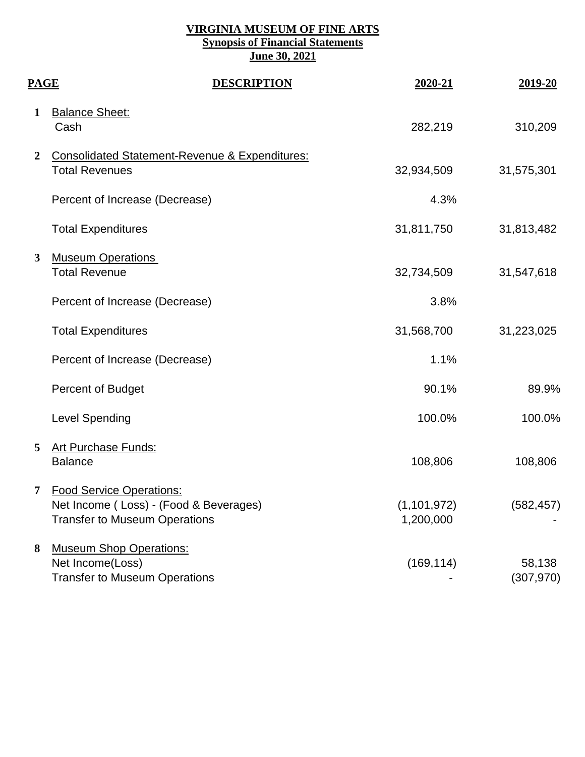**VIRGINIA MUSEUM OF FINE ARTS**
**Synopsis of Financial Statements**
**June 30, 2021**

| PAGE | DESCRIPTION | 2020-21 | 2019-20 |
|---|---|---|---|
| 1 | Balance Sheet: | | |
| | Cash | 282,219 | 310,209 |
| 2 | Consolidated Statement-Revenue & Expenditures: | | |
| | Total Revenues | 32,934,509 | 31,575,301 |
| | Percent of Increase (Decrease) | 4.3% | |
| | Total Expenditures | 31,811,750 | 31,813,482 |
| 3 | Museum Operations | | |
| | Total Revenue | 32,734,509 | 31,547,618 |
| | Percent of Increase (Decrease) | 3.8% | |
| | Total Expenditures | 31,568,700 | 31,223,025 |
| | Percent of Increase (Decrease) | 1.1% | |
| | Percent of Budget | 90.1% | 89.9% |
| | Level Spending | 100.0% | 100.0% |
| 5 | Art Purchase Funds: | | |
| | Balance | 108,806 | 108,806 |
| 7 | Food Service Operations: | | |
| | Net Income ( Loss) - (Food & Beverages) | (1,101,972) | (582,457) |
| | Transfer to Museum Operations | 1,200,000 | - |
| 8 | Museum Shop Operations: | | |
| | Net Income(Loss) | (169,114) | 58,138 |
| | Transfer to Museum Operations | - | (307,970) |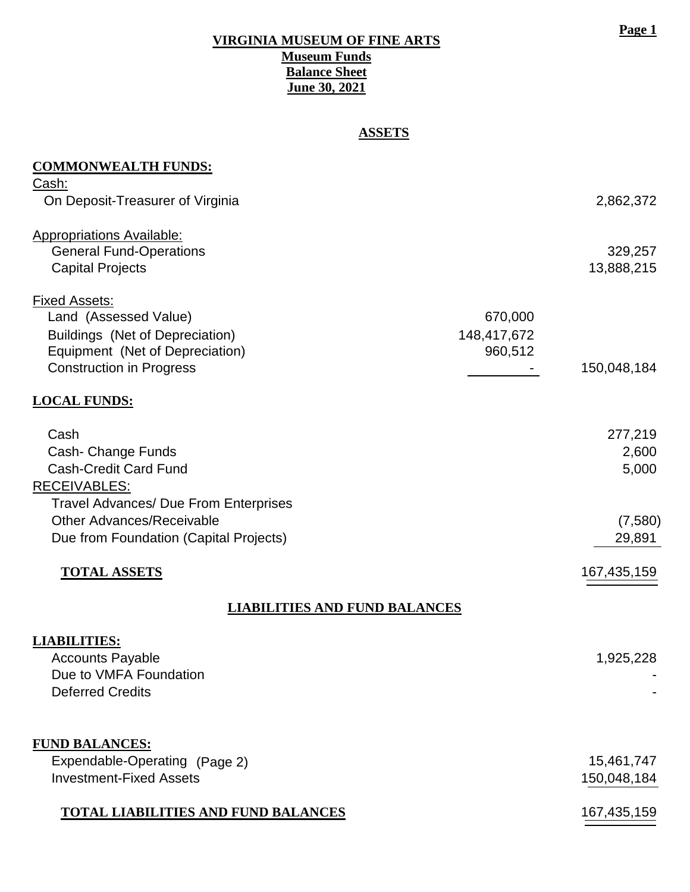# VIRGINIA MUSEUM OF FINE ARTS
## Museum Funds
## Balance Sheet
## June 30, 2021

### ASSETS

| | | |
|---|---|---|
| **COMMONWEALTH FUNDS:** | | |
| Cash: | | |
| On Deposit-Treasurer of Virginia | | 2,862,372 |
| | | |
| Appropriations Available: | | |
| General Fund-Operations | | 329,257 |
| Capital Projects | | 13,888,215 |
| | | |
| Fixed Assets: | | |
| Land (Assessed Value) | 670,000 | |
| Buildings (Net of Depreciation) | 148,417,672 | |
| Equipment (Net of Depreciation) | 960,512 | |
| Construction in Progress | - | 150,048,184 |
| | | |
| **LOCAL FUNDS:** | | |
| Cash | | 277,219 |
| Cash- Change Funds | | 2,600 |
| Cash-Credit Card Fund | | 5,000 |
| RECEIVABLES: | | |
| Travel Advances/ Due From Enterprises | | |
| Other Advances/Receivable | | (7,580) |
| Due from Foundation (Capital Projects) | | 29,891 |
| | | |
| **TOTAL ASSETS** | | 167,435,159 |

### LIABILITIES AND FUND BALANCES

| | |
|---|---|
| **LIABILITIES:** | |
| Accounts Payable | 1,925,228 |
| Due to VMFA Foundation | - |
| Deferred Credits | - |
| | |
| **FUND BALANCES:** | |
| Expendable-Operating (Page 2) | 15,461,747 |
| Investment-Fixed Assets | 150,048,184 |
| | |
| **TOTAL LIABILITIES AND FUND BALANCES** | 167,435,159 |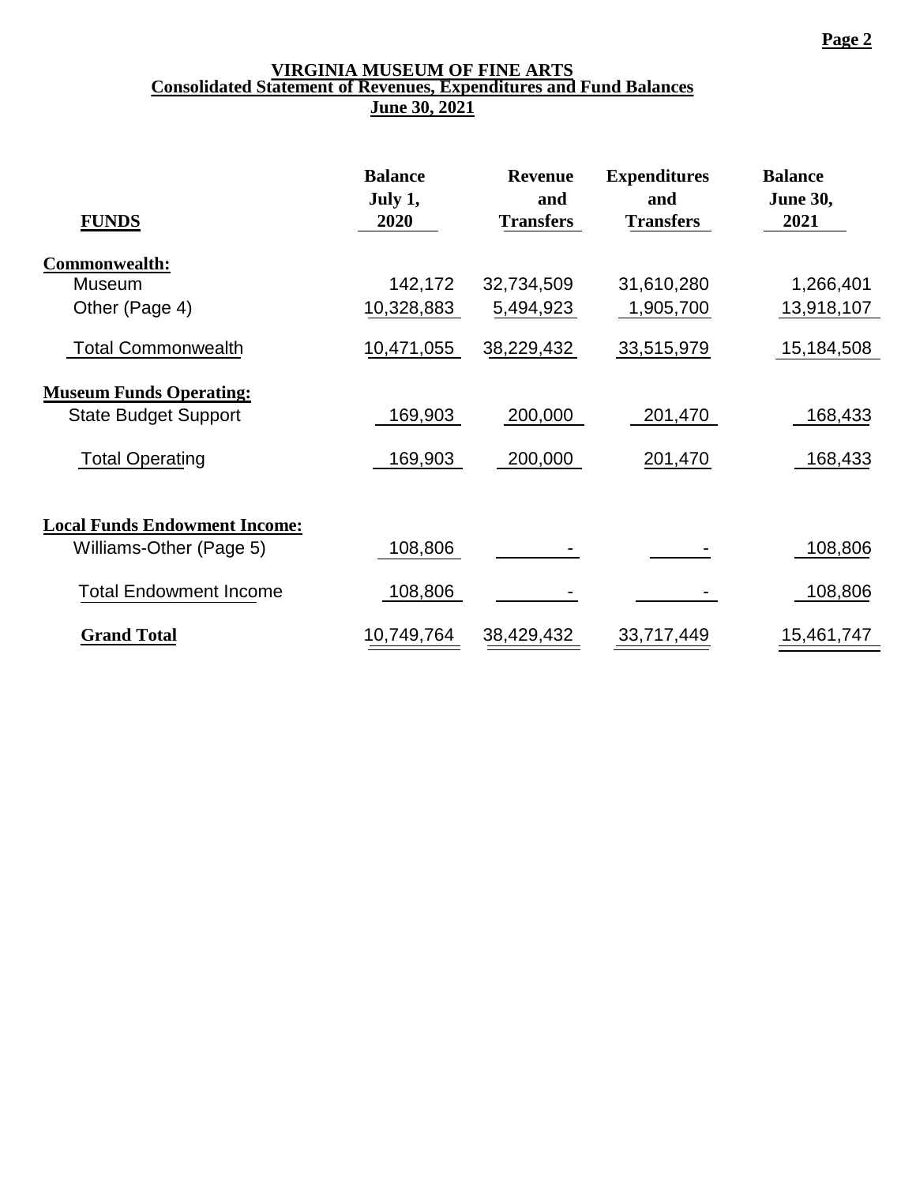# VIRGINIA MUSEUM OF FINE ARTS
## Consolidated Statement of Revenues, Expenditures and Fund Balances
### June 30, 2021

| FUNDS | Balance July 1, 2020 | Revenue and Transfers | Expenditures and Transfers | Balance June 30, 2021 |
|---|---|---|---|---|
| **Commonwealth:** | | | | |
| Museum | 142,172 | 32,734,509 | 31,610,280 | 1,266,401 |
| Other (Page 4) | 10,328,883 | 5,494,923 | 1,905,700 | 13,918,107 |
| Total Commonwealth | 10,471,055 | 38,229,432 | 33,515,979 | 15,184,508 |
| **Museum Funds Operating:** | | | | |
| State Budget Support | 169,903 | 200,000 | 201,470 | 168,433 |
| Total Operating | 169,903 | 200,000 | 201,470 | 168,433 |
| **Local Funds Endowment Income:** | | | | |
| Williams-Other (Page 5) | 108,806 | - | - | 108,806 |
| Total Endowment Income | 108,806 | - | - | 108,806 |
| **Grand Total** | 10,749,764 | 38,429,432 | 33,717,449 | 15,461,747 |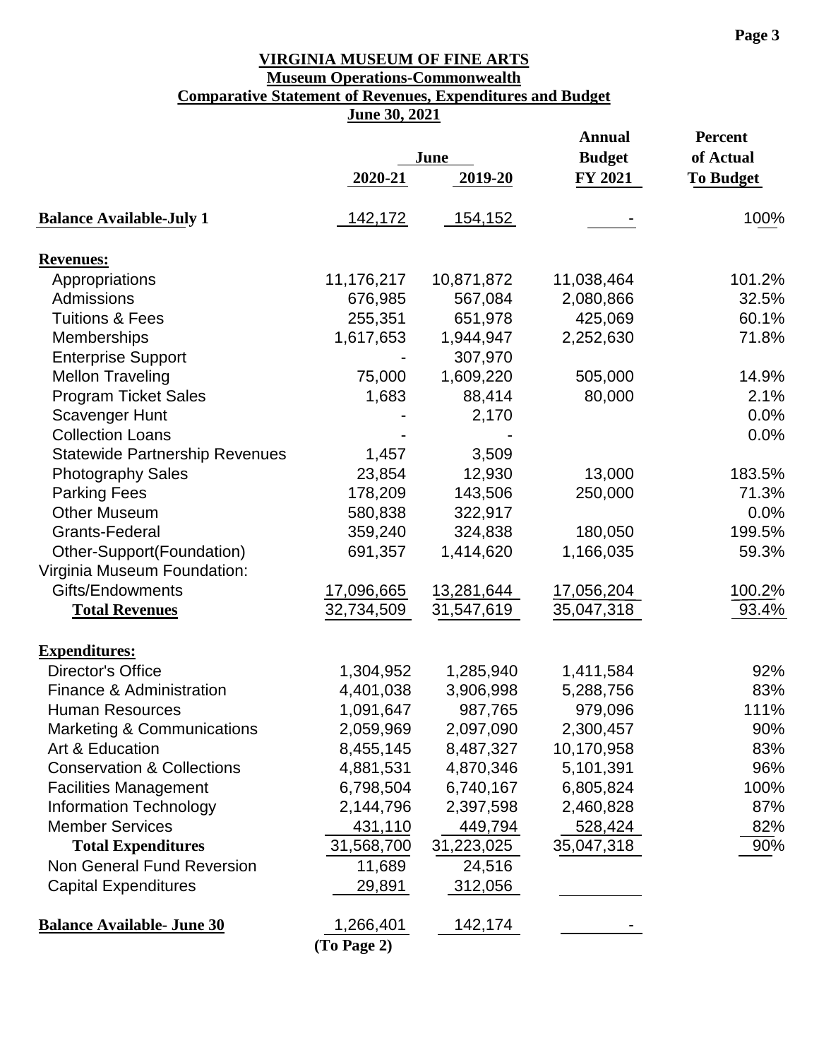# VIRGINIA MUSEUM OF FINE ARTS

## Museum Operations-Commonwealth

## Comparative Statement of Revenues, Expenditures and Budget

## June 30, 2021

| | June 2020-21 | June 2019-20 | Annual Budget FY 2021 | Percent of Actual To Budget |
|---|---|---|---|---|
| **Balance Available-July 1** | 142,172 | 154,152 | - | 100% |
| **Revenues:** | | | | |
| Appropriations | 11,176,217 | 10,871,872 | 11,038,464 | 101.2% |
| Admissions | 676,985 | 567,084 | 2,080,866 | 32.5% |
| Tuitions & Fees | 255,351 | 651,978 | 425,069 | 60.1% |
| Memberships | 1,617,653 | 1,944,947 | 2,252,630 | 71.8% |
| Enterprise Support | - | 307,970 | | |
| Mellon Traveling | 75,000 | 1,609,220 | 505,000 | 14.9% |
| Program Ticket Sales | 1,683 | 88,414 | 80,000 | 2.1% |
| Scavenger Hunt | - | 2,170 | | 0.0% |
| Collection Loans | - | - | | 0.0% |
| Statewide Partnership Revenues | 1,457 | 3,509 | | |
| Photography Sales | 23,854 | 12,930 | 13,000 | 183.5% |
| Parking Fees | 178,209 | 143,506 | 250,000 | 71.3% |
| Other Museum | 580,838 | 322,917 | | 0.0% |
| Grants-Federal | 359,240 | 324,838 | 180,050 | 199.5% |
| Other-Support(Foundation) | 691,357 | 1,414,620 | 1,166,035 | 59.3% |
| Virginia Museum Foundation: | | | | |
| Gifts/Endowments | 17,096,665 | 13,281,644 | 17,056,204 | 100.2% |
| **Total Revenues** | 32,734,509 | 31,547,619 | 35,047,318 | 93.4% |
| **Expenditures:** | | | | |
| Director's Office | 1,304,952 | 1,285,940 | 1,411,584 | 92% |
| Finance & Administration | 4,401,038 | 3,906,998 | 5,288,756 | 83% |
| Human Resources | 1,091,647 | 987,765 | 979,096 | 111% |
| Marketing & Communications | 2,059,969 | 2,097,090 | 2,300,457 | 90% |
| Art & Education | 8,455,145 | 8,487,327 | 10,170,958 | 83% |
| Conservation & Collections | 4,881,531 | 4,870,346 | 5,101,391 | 96% |
| Facilities Management | 6,798,504 | 6,740,167 | 6,805,824 | 100% |
| Information Technology | 2,144,796 | 2,397,598 | 2,460,828 | 87% |
| Member Services | 431,110 | 449,794 | 528,424 | 82% |
| **Total Expenditures** | 31,568,700 | 31,223,025 | 35,047,318 | 90% |
| Non General Fund Reversion | 11,689 | 24,516 | | |
| Capital Expenditures | 29,891 | 312,056 | | |
| **Balance Available- June 30** | 1,266,401 | 142,174 | - | |

**(To Page 2)**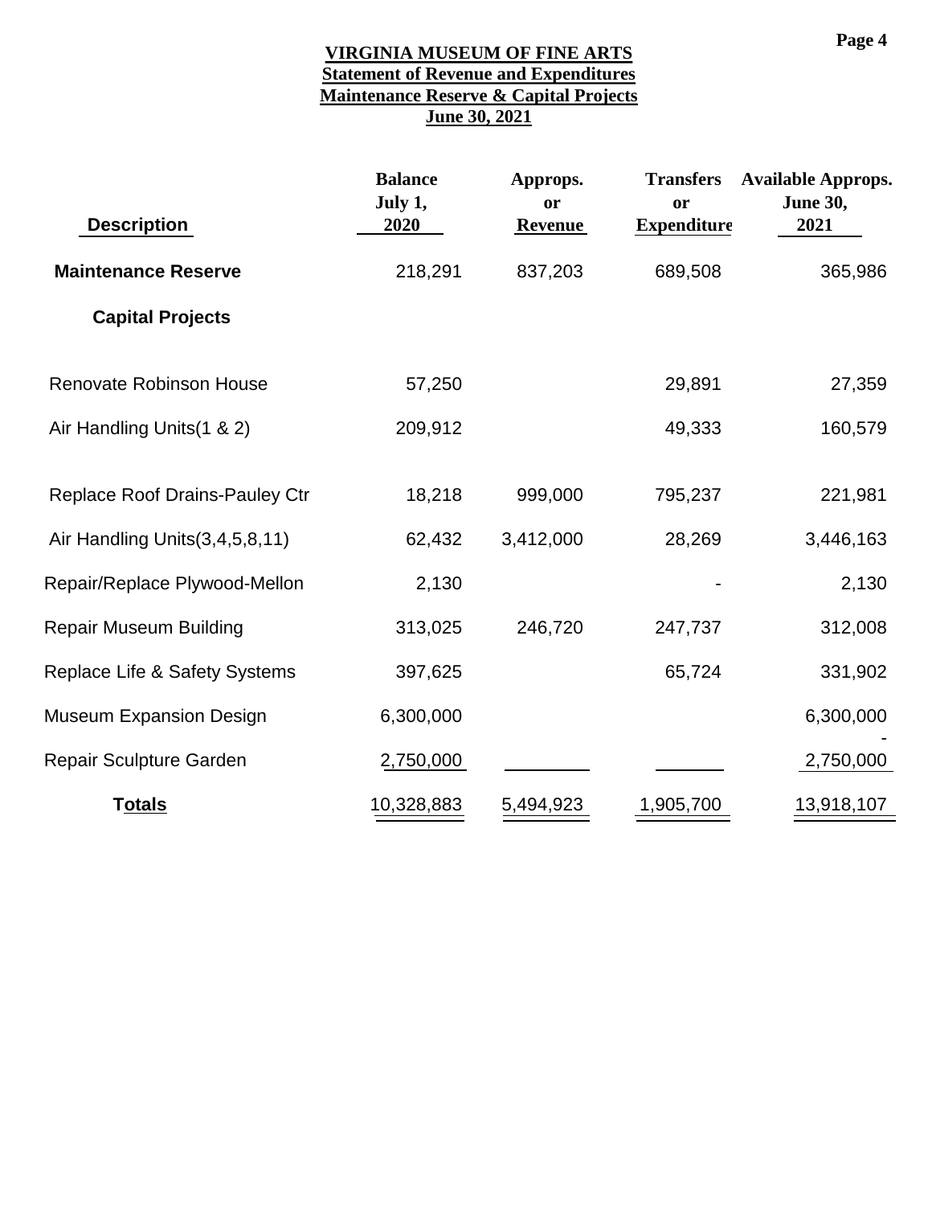# VIRGINIA MUSEUM OF FINE ARTS
## Statement of Revenue and Expenditures
## Maintenance Reserve & Capital Projects
## June 30, 2021

| Description | Balance July 1, 2020 | Approps. or Revenue | Transfers or Expenditure | Available Approps. June 30, 2021 |
|---|---|---|---|---|
| **Maintenance Reserve** | 218,291 | 837,203 | 689,508 | 365,986 |
| **Capital Projects** | | | | |
| Renovate Robinson House | 57,250 | | 29,891 | 27,359 |
| Air Handling Units(1 & 2) | 209,912 | | 49,333 | 160,579 |
| Replace Roof Drains-Pauley Ctr | 18,218 | 999,000 | 795,237 | 221,981 |
| Air Handling Units(3,4,5,8,11) | 62,432 | 3,412,000 | 28,269 | 3,446,163 |
| Repair/Replace Plywood-Mellon | 2,130 | | - | 2,130 |
| Repair Museum Building | 313,025 | 246,720 | 247,737 | 312,008 |
| Replace Life & Safety Systems | 397,625 | | 65,724 | 331,902 |
| Museum Expansion Design | 6,300,000 | | | 6,300,000 |
| Repair Sculpture Garden | 2,750,000 | | | 2,750,000 |
| **Totals** | 10,328,883 | 5,494,923 | 1,905,700 | 13,918,107 |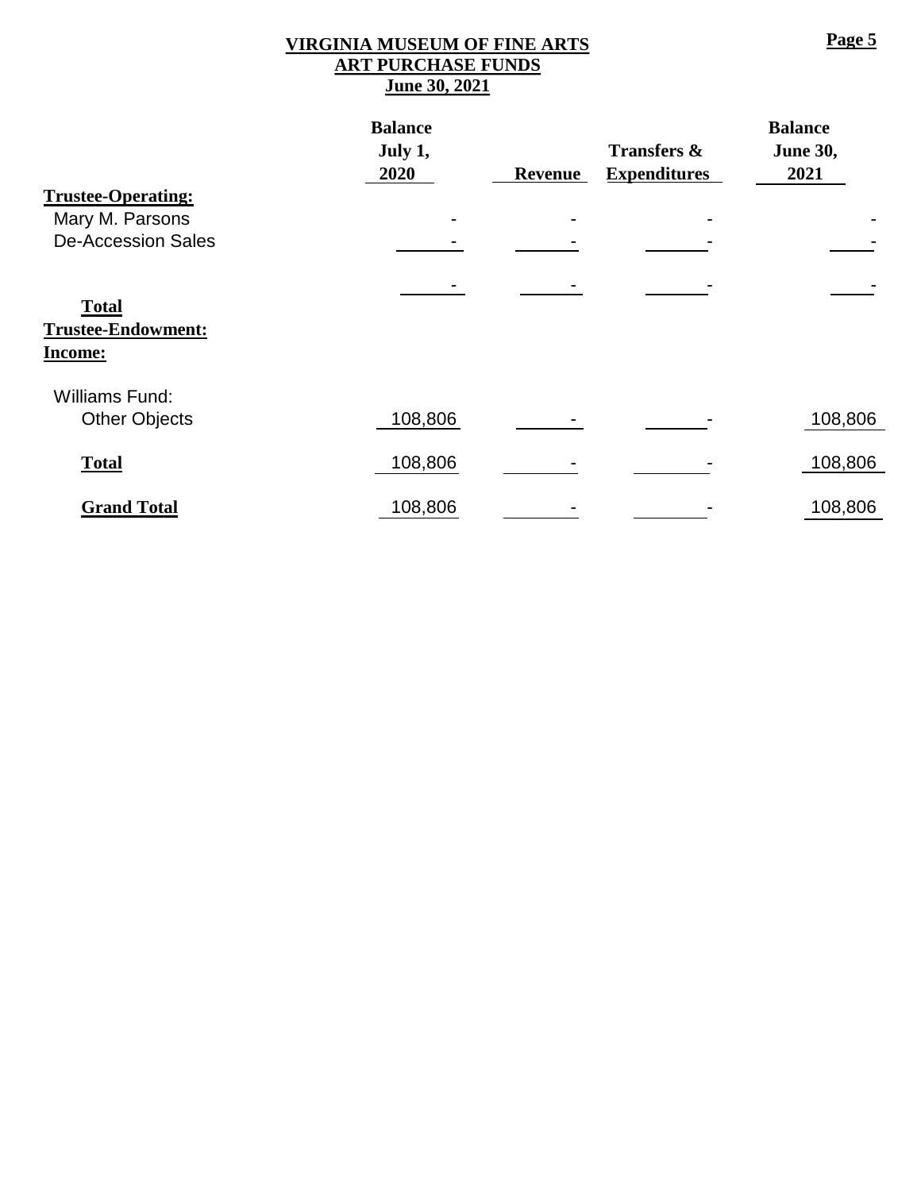# VIRGINIA MUSEUM OF FINE ARTS
## ART PURCHASE FUNDS
### June 30, 2021

| | Balance July 1, 2020 | Revenue | Transfers & Expenditures | Balance June 30, 2021 |
|---|---|---|---|---|
| **Trustee-Operating:** | | | | |
| Mary M. Parsons | - | - | - | - |
| De-Accession Sales | - | - | - | - |
| | - | - | - | - |
| **Total** | | | | |
| **Trustee-Endowment:** | | | | |
| **Income:** | | | | |
| Williams Fund: | | | | |
| Other Objects | 108,806 | - | - | 108,806 |
| **Total** | 108,806 | - | - | 108,806 |
| **Grand Total** | 108,806 | - | - | 108,806 |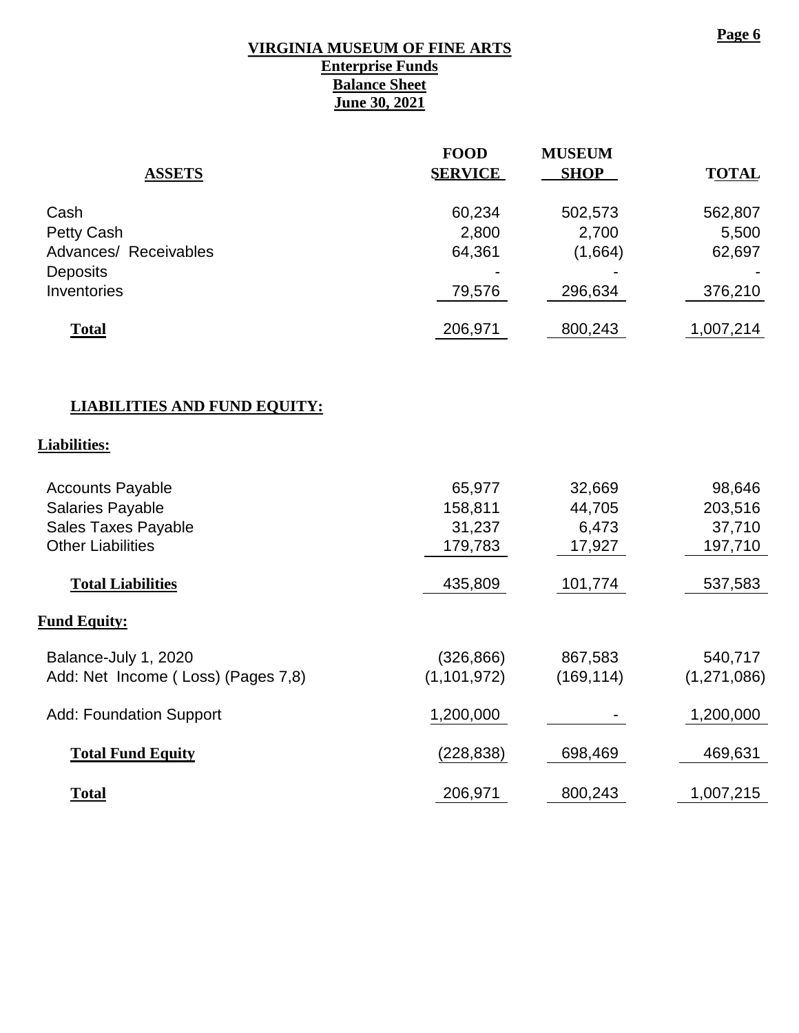**VIRGINIA MUSEUM OF FINE ARTS**
**Enterprise Funds**
**Balance Sheet**
**June 30, 2021**

| **ASSETS** | **FOOD SERVICE** | **MUSEUM SHOP** | **TOTAL** |
|---|---|---|---|
| Cash | 60,234 | 502,573 | 562,807 |
| Petty Cash | 2,800 | 2,700 | 5,500 |
| Advances/ Receivables | 64,361 | (1,664) | 62,697 |
| Deposits | - | - | - |
| Inventories | 79,576 | 296,634 | 376,210 |
| **Total** | 206,971 | 800,243 | 1,007,214 |

| **LIABILITIES AND FUND EQUITY:** | | | |
|---|---|---|---|
| **Liabilities:** | | | |
| Accounts Payable | 65,977 | 32,669 | 98,646 |
| Salaries Payable | 158,811 | 44,705 | 203,516 |
| Sales Taxes Payable | 31,237 | 6,473 | 37,710 |
| Other Liabilities | 179,783 | 17,927 | 197,710 |
| **Total Liabilities** | 435,809 | 101,774 | 537,583 |
| **Fund Equity:** | | | |
| Balance-July 1, 2020 | (326,866) | 867,583 | 540,717 |
| Add: Net Income ( Loss) (Pages 7,8) | (1,101,972) | (169,114) | (1,271,086) |
| Add: Foundation Support | 1,200,000 | - | 1,200,000 |
| **Total Fund Equity** | (228,838) | 698,469 | 469,631 |
| **Total** | 206,971 | 800,243 | 1,007,215 |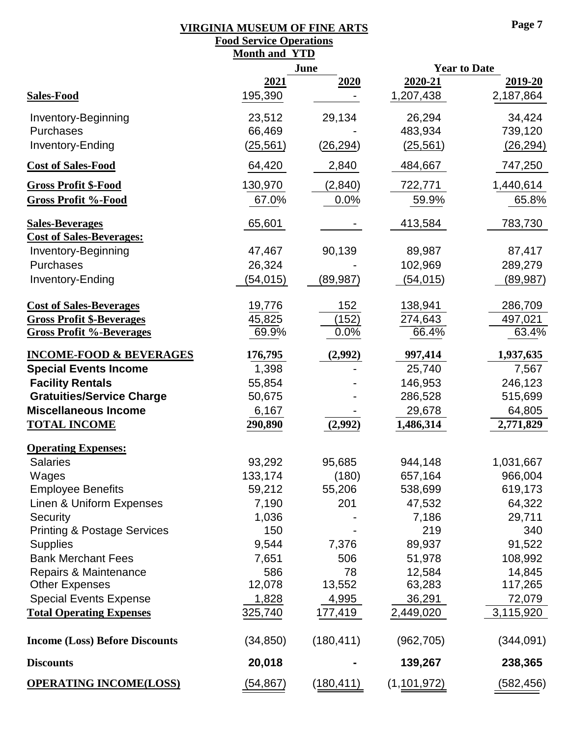# VIRGINIA MUSEUM OF FINE ARTS

## Food Service Operations

### Month and YTD

| | June | | Year to Date | |
|---|---|---|---|---|
| | 2021 | 2020 | 2020-21 | 2019-20 |
| **Sales-Food** | 195,390 | - | 1,207,438 | 2,187,864 |
| Inventory-Beginning | 23,512 | 29,134 | 26,294 | 34,424 |
| Purchases | 66,469 | - | 483,934 | 739,120 |
| Inventory-Ending | (25,561) | (26,294) | (25,561) | (26,294) |
| **Cost of Sales-Food** | 64,420 | 2,840 | 484,667 | 747,250 |
| **Gross Profit $-Food** | 130,970 | (2,840) | 722,771 | 1,440,614 |
| **Gross Profit %-Food** | 67.0% | 0.0% | 59.9% | 65.8% |
| **Sales-Beverages** | 65,601 | - | 413,584 | 783,730 |
| **Cost of Sales-Beverages:** | | | | |
| Inventory-Beginning | 47,467 | 90,139 | 89,987 | 87,417 |
| Purchases | 26,324 | - | 102,969 | 289,279 |
| Inventory-Ending | (54,015) | (89,987) | (54,015) | (89,987) |
| **Cost of Sales-Beverages** | 19,776 | 152 | 138,941 | 286,709 |
| **Gross Profit $-Beverages** | 45,825 | (152) | 274,643 | 497,021 |
| **Gross Profit %-Beverages** | 69.9% | 0.0% | 66.4% | 63.4% |
| **INCOME-FOOD & BEVERAGES** | **176,795** | **(2,992)** | **997,414** | **1,937,635** |
| **Special Events Income** | 1,398 | - | 25,740 | 7,567 |
| **Facility Rentals** | 55,854 | - | 146,953 | 246,123 |
| **Gratuities/Service Charge** | 50,675 | - | 286,528 | 515,699 |
| **Miscellaneous Income** | 6,167 | - | 29,678 | 64,805 |
| **TOTAL INCOME** | **290,890** | **(2,992)** | **1,486,314** | **2,771,829** |
| **Operating Expenses:** | | | | |
| Salaries | 93,292 | 95,685 | 944,148 | 1,031,667 |
| Wages | 133,174 | (180) | 657,164 | 966,004 |
| Employee Benefits | 59,212 | 55,206 | 538,699 | 619,173 |
| Linen & Uniform Expenses | 7,190 | 201 | 47,532 | 64,322 |
| Security | 1,036 | - | 7,186 | 29,711 |
| Printing & Postage Services | 150 | - | 219 | 340 |
| Supplies | 9,544 | 7,376 | 89,937 | 91,522 |
| Bank Merchant Fees | 7,651 | 506 | 51,978 | 108,992 |
| Repairs & Maintenance | 586 | 78 | 12,584 | 14,845 |
| Other Expenses | 12,078 | 13,552 | 63,283 | 117,265 |
| Special Events Expense | 1,828 | 4,995 | 36,291 | 72,079 |
| **Total Operating Expenses** | 325,740 | 177,419 | 2,449,020 | 3,115,920 |
| **Income (Loss) Before Discounts** | (34,850) | (180,411) | (962,705) | (344,091) |
| **Discounts** | **20,018** | **-** | **139,267** | **238,365** |
| **OPERATING INCOME(LOSS)** | (54,867) | (180,411) | (1,101,972) | (582,456) |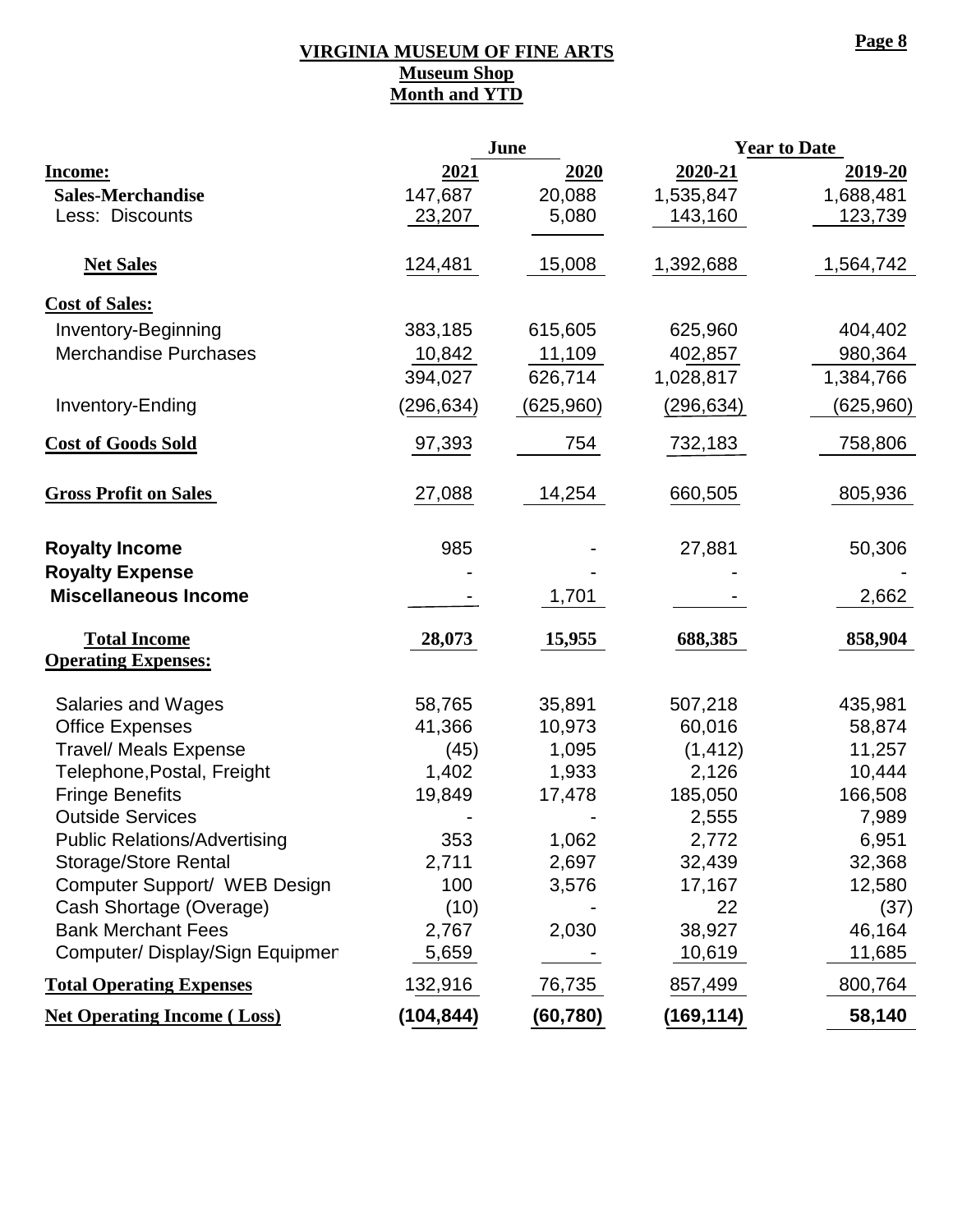# VIRGINIA MUSEUM OF FINE ARTS
## Museum Shop
## Month and YTD

| | June | | Year to Date | |
|---|---|---|---|---|
| **Income:** | **2021** | **2020** | **2020-21** | **2019-20** |
| **Sales-Merchandise** | 147,687 | 20,088 | 1,535,847 | 1,688,481 |
| Less: Discounts | 23,207 | 5,080 | 143,160 | 123,739 |
| **Net Sales** | 124,481 | 15,008 | 1,392,688 | 1,564,742 |
| **Cost of Sales:** | | | | |
| Inventory-Beginning | 383,185 | 615,605 | 625,960 | 404,402 |
| Merchandise Purchases | 10,842 | 11,109 | 402,857 | 980,364 |
| | 394,027 | 626,714 | 1,028,817 | 1,384,766 |
| Inventory-Ending | (296,634) | (625,960) | (296,634) | (625,960) |
| **Cost of Goods Sold** | 97,393 | 754 | 732,183 | 758,806 |
| **Gross Profit on Sales** | 27,088 | 14,254 | 660,505 | 805,936 |
| **Royalty Income** | 985 | - | 27,881 | 50,306 |
| **Royalty Expense** | - | - | - | - |
| **Miscellaneous Income** | - | 1,701 | - | 2,662 |
| **Total Income** | **28,073** | **15,955** | **688,385** | **858,904** |
| **Operating Expenses:** | | | | |
| Salaries and Wages | 58,765 | 35,891 | 507,218 | 435,981 |
| Office Expenses | 41,366 | 10,973 | 60,016 | 58,874 |
| Travel/ Meals Expense | (45) | 1,095 | (1,412) | 11,257 |
| Telephone,Postal, Freight | 1,402 | 1,933 | 2,126 | 10,444 |
| Fringe Benefits | 19,849 | 17,478 | 185,050 | 166,508 |
| Outside Services | - | - | 2,555 | 7,989 |
| Public Relations/Advertising | 353 | 1,062 | 2,772 | 6,951 |
| Storage/Store Rental | 2,711 | 2,697 | 32,439 | 32,368 |
| Computer Support/ WEB Design | 100 | 3,576 | 17,167 | 12,580 |
| Cash Shortage (Overage) | (10) | - | 22 | (37) |
| Bank Merchant Fees | 2,767 | 2,030 | 38,927 | 46,164 |
| Computer/ Display/Sign Equipmer | 5,659 | - | 10,619 | 11,685 |
| **Total Operating Expenses** | 132,916 | 76,735 | 857,499 | 800,764 |
| **Net Operating Income ( Loss)** | **(104,844)** | **(60,780)** | **(169,114)** | **58,140** |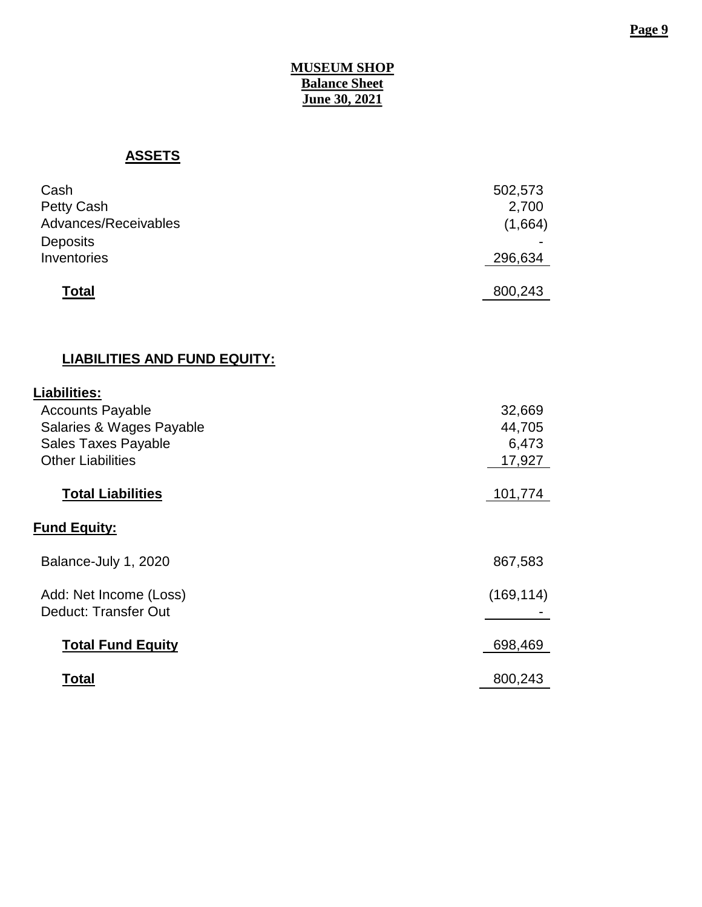# MUSEUM SHOP
## Balance Sheet
## June 30, 2021

### ASSETS

| | |
|---|---|
| Cash | 502,573 |
| Petty Cash | 2,700 |
| Advances/Receivables | (1,664) |
| Deposits | - |
| Inventories | 296,634 |
| **Total** | 800,243 |

### LIABILITIES AND FUND EQUITY:

| | |
|---|---|
| **Liabilities:** | |
| Accounts Payable | 32,669 |
| Salaries & Wages Payable | 44,705 |
| Sales Taxes Payable | 6,473 |
| Other Liabilities | 17,927 |
| **Total Liabilities** | 101,774 |
| **Fund Equity:** | |
| Balance-July 1, 2020 | 867,583 |
| Add: Net Income (Loss) | (169,114) |
| Deduct: Transfer Out | - |
| **Total Fund Equity** | 698,469 |
| **Total** | 800,243 |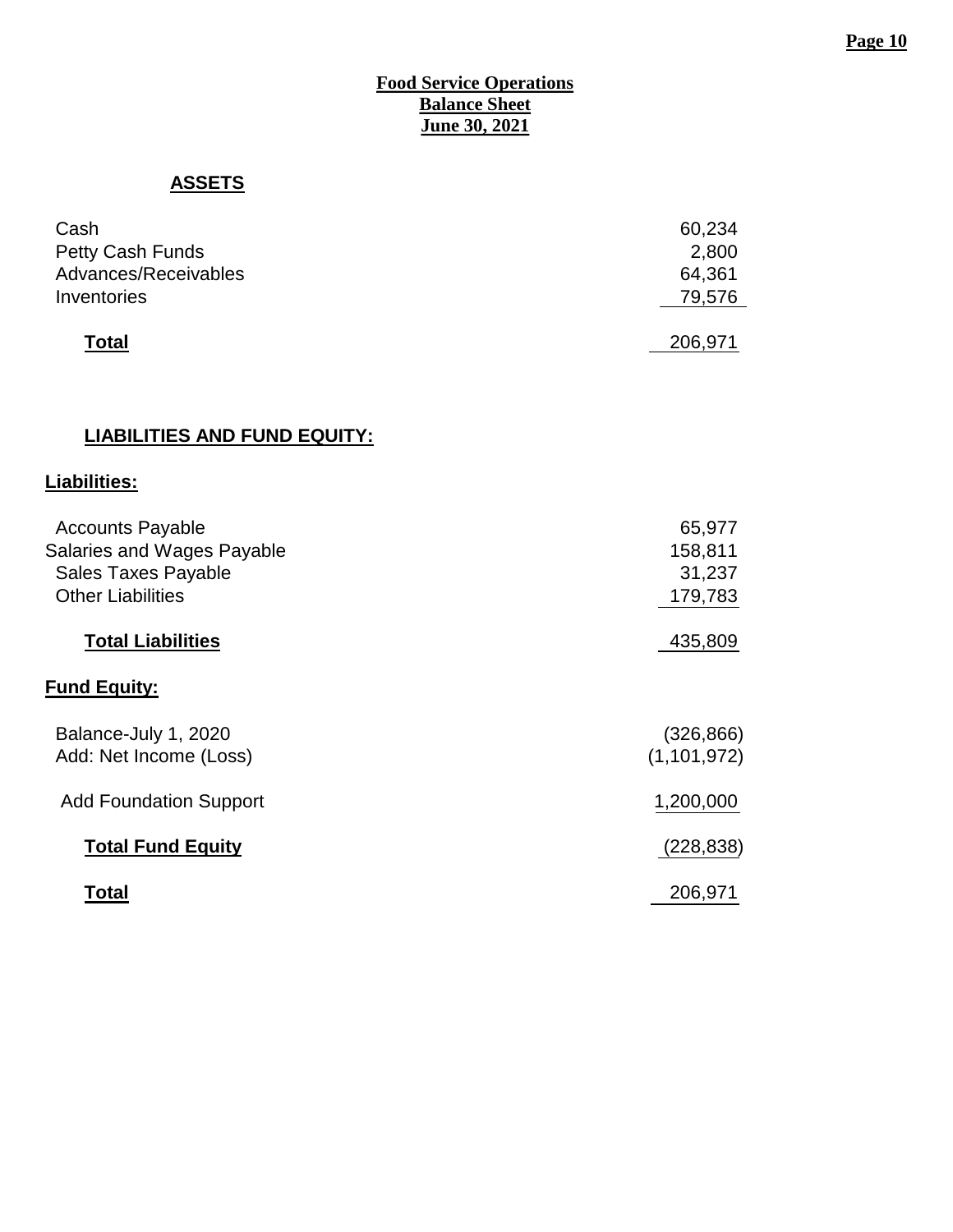**Food Service Operations**
**Balance Sheet**
**June 30, 2021**

## ASSETS

| | |
|---|---|
| Cash | 60,234 |
| Petty Cash Funds | 2,800 |
| Advances/Receivables | 64,361 |
| Inventories | 79,576 |
| **Total** | 206,971 |

## LIABILITIES AND FUND EQUITY:

### Liabilities:

| | |
|---|---|
| Accounts Payable | 65,977 |
| Salaries and Wages Payable | 158,811 |
| Sales Taxes Payable | 31,237 |
| Other Liabilities | 179,783 |
| **Total Liabilities** | 435,809 |

### Fund Equity:

| | |
|---|---|
| Balance-July 1, 2020 | (326,866) |
| Add: Net Income (Loss) | (1,101,972) |
| Add Foundation Support | 1,200,000 |
| **Total Fund Equity** | (228,838) |
| **Total** | 206,971 |